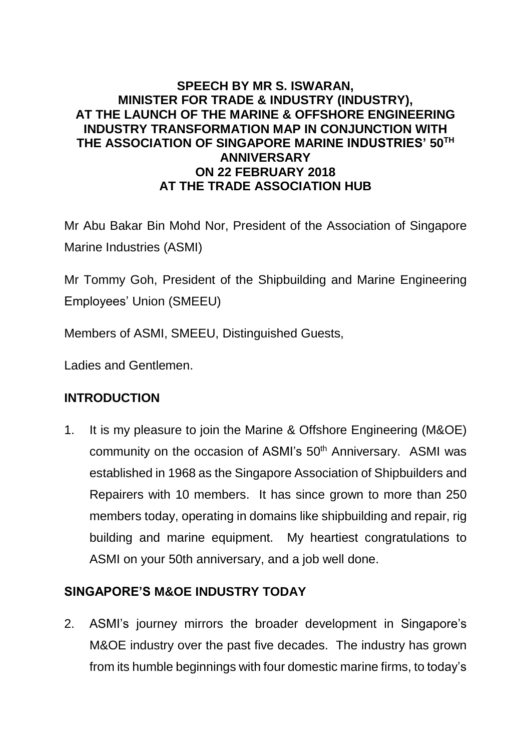# SPEECH BY MR S. ISWARAN, MINISTER FOR TRADE & INDUSTRY (INDUSTRY), AT THE LAUNCH OF THE MARINE & OFFSHORE ENGINEERING INDUSTRY TRANSFORMATION MAP IN CONJUNCTION WITH THE ASSOCIATION OF SINGAPORE MARINE INDUSTRIES' 50TH ANNIVERSARY ON 22 FEBRUARY 2018 AT THE TRADE ASSOCIATION HUB

Mr Abu Bakar Bin Mohd Nor, President of the Association of Singapore Marine Industries (ASMI)

Mr Tommy Goh, President of the Shipbuilding and Marine Engineering Employees' Union (SMEEU)

Members of ASMI, SMEEU, Distinguished Guests,

Ladies and Gentlemen.

## INTRODUCTION

1. It is my pleasure to join the Marine & Offshore Engineering (M&OE) community on the occasion of ASMI's 50th Anniversary. ASMI was established in 1968 as the Singapore Association of Shipbuilders and Repairers with 10 members. It has since grown to more than 250 members today, operating in domains like shipbuilding and repair, rig building and marine equipment. My heartiest congratulations to ASMI on your 50th anniversary, and a job well done.

## SINGAPORE'S M&OE INDUSTRY TODAY

2. ASMI's journey mirrors the broader development in Singapore's M&OE industry over the past five decades. The industry has grown from its humble beginnings with four domestic marine firms, to today's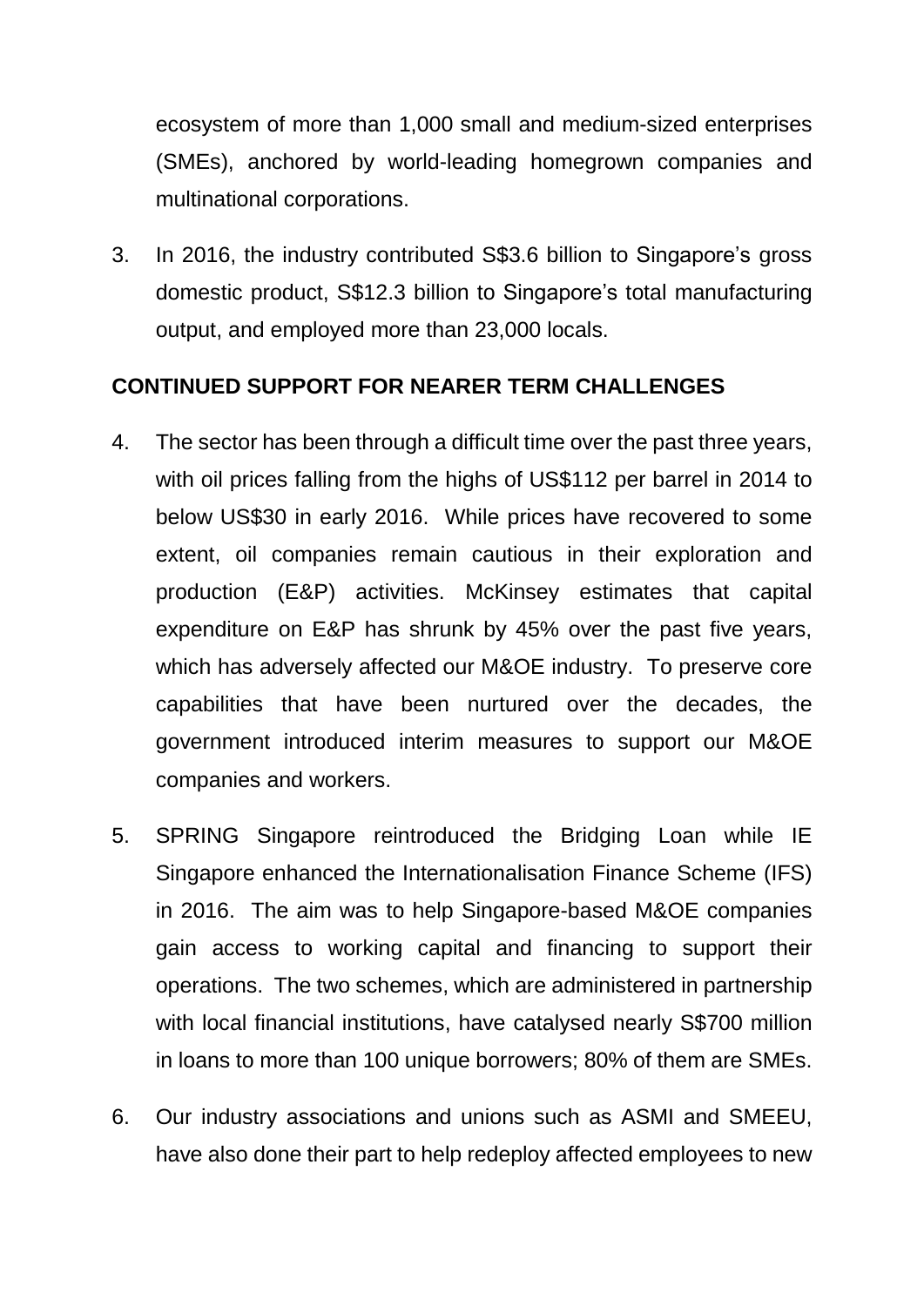ecosystem of more than 1,000 small and medium-sized enterprises (SMEs), anchored by world-leading homegrown companies and multinational corporations.

3. In 2016, the industry contributed S$3.6 billion to Singapore's gross domestic product, S$12.3 billion to Singapore's total manufacturing output, and employed more than 23,000 locals.

**CONTINUED SUPPORT FOR NEARER TERM CHALLENGES**

4. The sector has been through a difficult time over the past three years, with oil prices falling from the highs of US$112 per barrel in 2014 to below US$30 in early 2016. While prices have recovered to some extent, oil companies remain cautious in their exploration and production (E&P) activities. McKinsey estimates that capital expenditure on E&P has shrunk by 45% over the past five years, which has adversely affected our M&OE industry. To preserve core capabilities that have been nurtured over the decades, the government introduced interim measures to support our M&OE companies and workers.

5. SPRING Singapore reintroduced the Bridging Loan while IE Singapore enhanced the Internationalisation Finance Scheme (IFS) in 2016. The aim was to help Singapore-based M&OE companies gain access to working capital and financing to support their operations. The two schemes, which are administered in partnership with local financial institutions, have catalysed nearly S$700 million in loans to more than 100 unique borrowers; 80% of them are SMEs.

6. Our industry associations and unions such as ASMI and SMEEU, have also done their part to help redeploy affected employees to new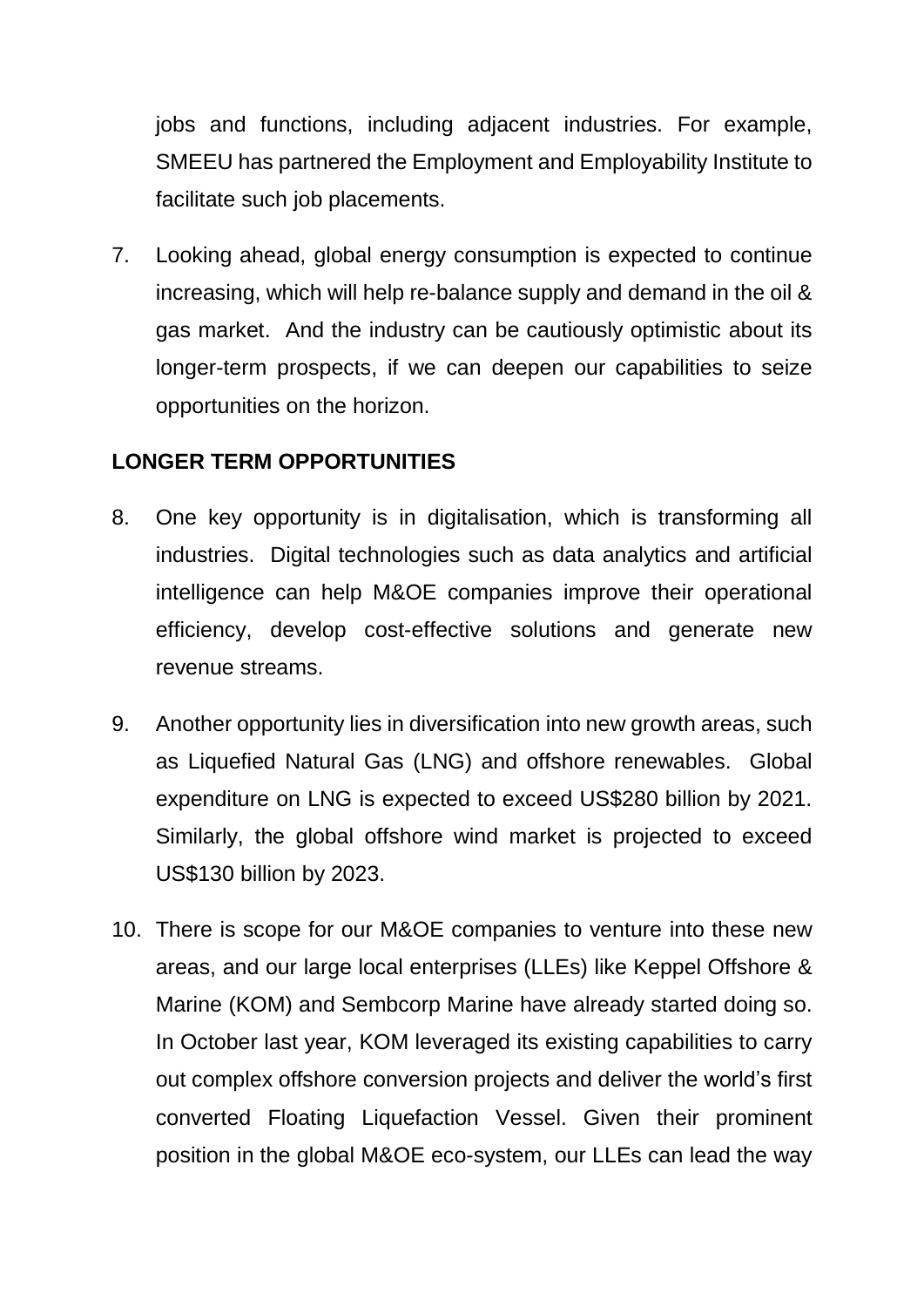jobs and functions, including adjacent industries. For example, SMEEU has partnered the Employment and Employability Institute to facilitate such job placements.

7. Looking ahead, global energy consumption is expected to continue increasing, which will help re-balance supply and demand in the oil & gas market. And the industry can be cautiously optimistic about its longer-term prospects, if we can deepen our capabilities to seize opportunities on the horizon.

**LONGER TERM OPPORTUNITIES**

8. One key opportunity is in digitalisation, which is transforming all industries. Digital technologies such as data analytics and artificial intelligence can help M&OE companies improve their operational efficiency, develop cost-effective solutions and generate new revenue streams.

9. Another opportunity lies in diversification into new growth areas, such as Liquefied Natural Gas (LNG) and offshore renewables. Global expenditure on LNG is expected to exceed US$280 billion by 2021. Similarly, the global offshore wind market is projected to exceed US$130 billion by 2023.

10. There is scope for our M&OE companies to venture into these new areas, and our large local enterprises (LLEs) like Keppel Offshore & Marine (KOM) and Sembcorp Marine have already started doing so. In October last year, KOM leveraged its existing capabilities to carry out complex offshore conversion projects and deliver the world's first converted Floating Liquefaction Vessel. Given their prominent position in the global M&OE eco-system, our LLEs can lead the way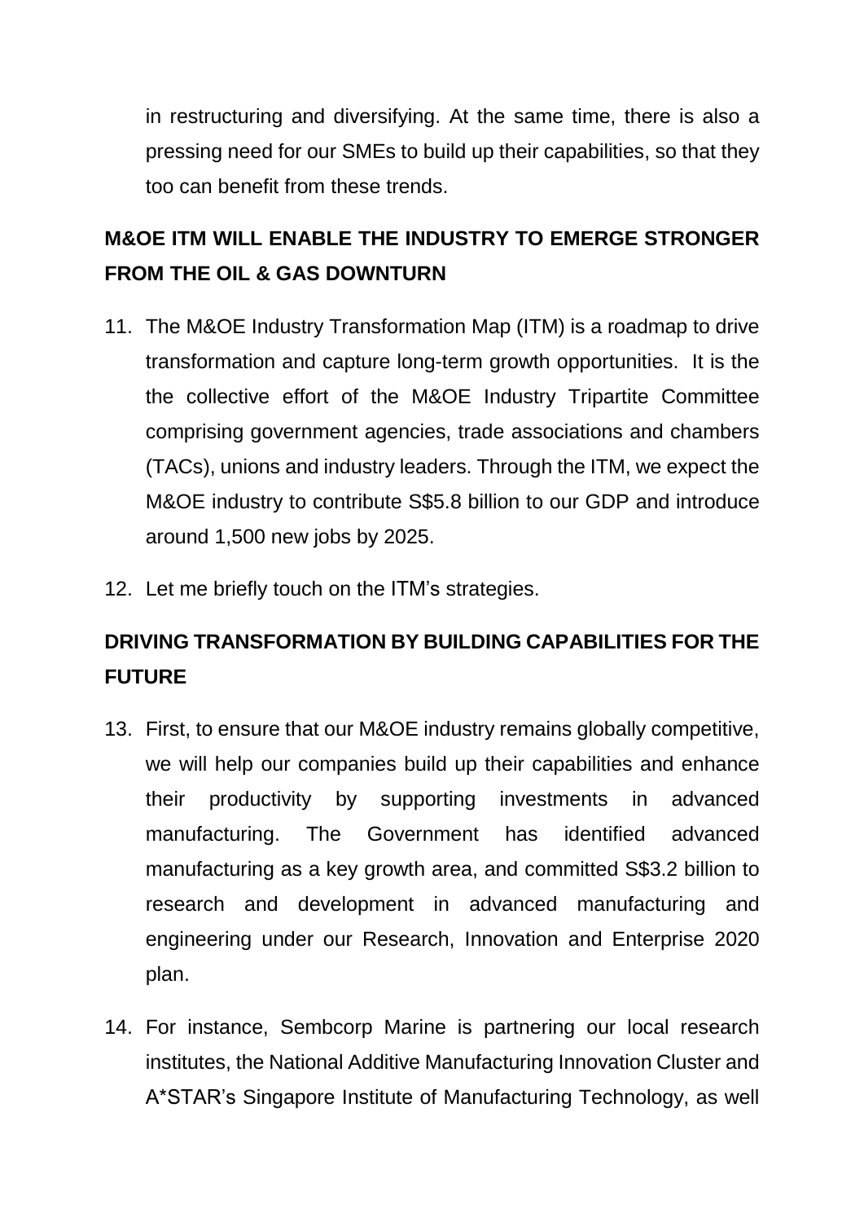in restructuring and diversifying. At the same time, there is also a pressing need for our SMEs to build up their capabilities, so that they too can benefit from these trends.

## M&OE ITM WILL ENABLE THE INDUSTRY TO EMERGE STRONGER FROM THE OIL & GAS DOWNTURN

11. The M&OE Industry Transformation Map (ITM) is a roadmap to drive transformation and capture long-term growth opportunities. It is the the collective effort of the M&OE Industry Tripartite Committee comprising government agencies, trade associations and chambers (TACs), unions and industry leaders. Through the ITM, we expect the M&OE industry to contribute S$5.8 billion to our GDP and introduce around 1,500 new jobs by 2025.

12. Let me briefly touch on the ITM's strategies.

## DRIVING TRANSFORMATION BY BUILDING CAPABILITIES FOR THE FUTURE

13. First, to ensure that our M&OE industry remains globally competitive, we will help our companies build up their capabilities and enhance their productivity by supporting investments in advanced manufacturing. The Government has identified advanced manufacturing as a key growth area, and committed S$3.2 billion to research and development in advanced manufacturing and engineering under our Research, Innovation and Enterprise 2020 plan.

14. For instance, Sembcorp Marine is partnering our local research institutes, the National Additive Manufacturing Innovation Cluster and A*STAR's Singapore Institute of Manufacturing Technology, as well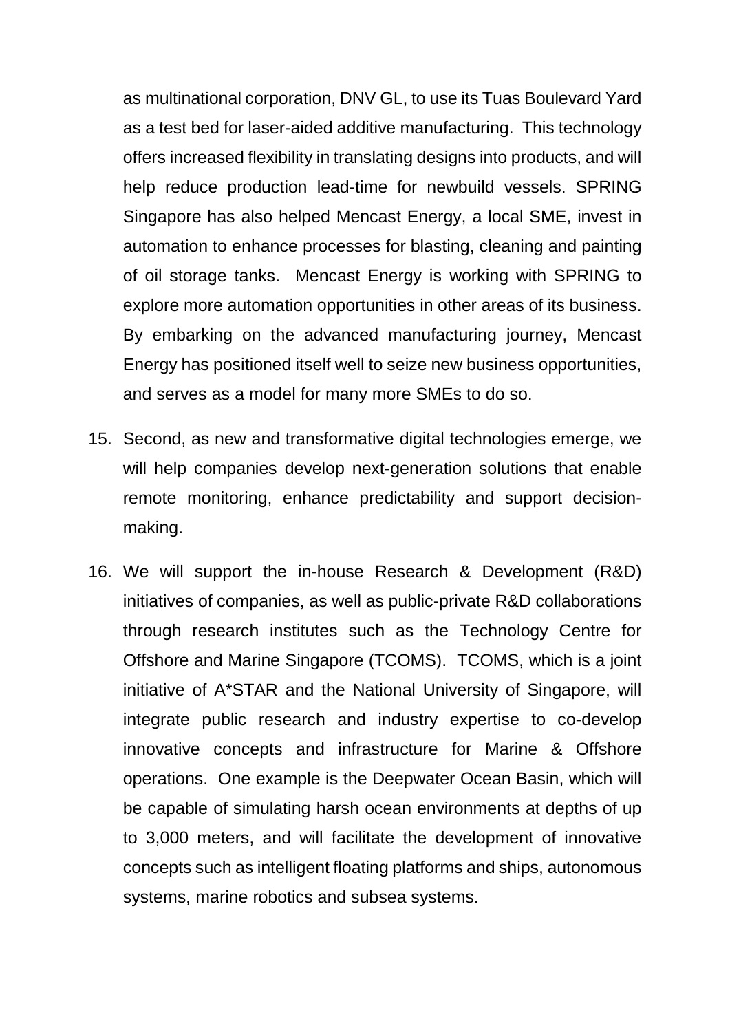as multinational corporation, DNV GL, to use its Tuas Boulevard Yard as a test bed for laser-aided additive manufacturing. This technology offers increased flexibility in translating designs into products, and will help reduce production lead-time for newbuild vessels. SPRING Singapore has also helped Mencast Energy, a local SME, invest in automation to enhance processes for blasting, cleaning and painting of oil storage tanks. Mencast Energy is working with SPRING to explore more automation opportunities in other areas of its business. By embarking on the advanced manufacturing journey, Mencast Energy has positioned itself well to seize new business opportunities, and serves as a model for many more SMEs to do so.

15. Second, as new and transformative digital technologies emerge, we will help companies develop next-generation solutions that enable remote monitoring, enhance predictability and support decision-making.

16. We will support the in-house Research & Development (R&D) initiatives of companies, as well as public-private R&D collaborations through research institutes such as the Technology Centre for Offshore and Marine Singapore (TCOMS). TCOMS, which is a joint initiative of A*STAR and the National University of Singapore, will integrate public research and industry expertise to co-develop innovative concepts and infrastructure for Marine & Offshore operations. One example is the Deepwater Ocean Basin, which will be capable of simulating harsh ocean environments at depths of up to 3,000 meters, and will facilitate the development of innovative concepts such as intelligent floating platforms and ships, autonomous systems, marine robotics and subsea systems.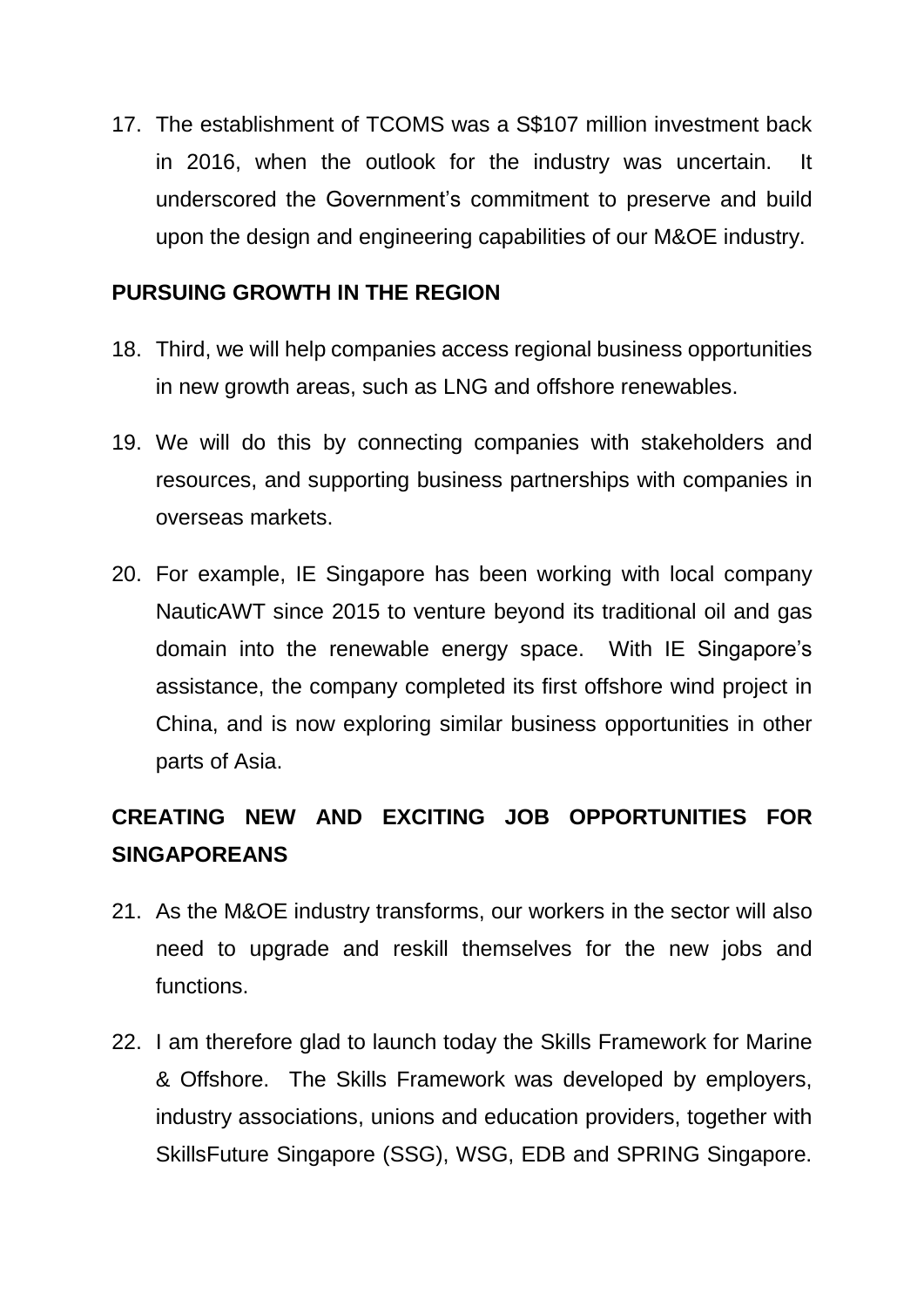17. The establishment of TCOMS was a S$107 million investment back in 2016, when the outlook for the industry was uncertain. It underscored the Government's commitment to preserve and build upon the design and engineering capabilities of our M&OE industry.

**PURSUING GROWTH IN THE REGION**

18. Third, we will help companies access regional business opportunities in new growth areas, such as LNG and offshore renewables.

19. We will do this by connecting companies with stakeholders and resources, and supporting business partnerships with companies in overseas markets.

20. For example, IE Singapore has been working with local company NauticAWT since 2015 to venture beyond its traditional oil and gas domain into the renewable energy space. With IE Singapore's assistance, the company completed its first offshore wind project in China, and is now exploring similar business opportunities in other parts of Asia.

**CREATING NEW AND EXCITING JOB OPPORTUNITIES FOR SINGAPOREANS**

21. As the M&OE industry transforms, our workers in the sector will also need to upgrade and reskill themselves for the new jobs and functions.

22. I am therefore glad to launch today the Skills Framework for Marine & Offshore. The Skills Framework was developed by employers, industry associations, unions and education providers, together with SkillsFuture Singapore (SSG), WSG, EDB and SPRING Singapore.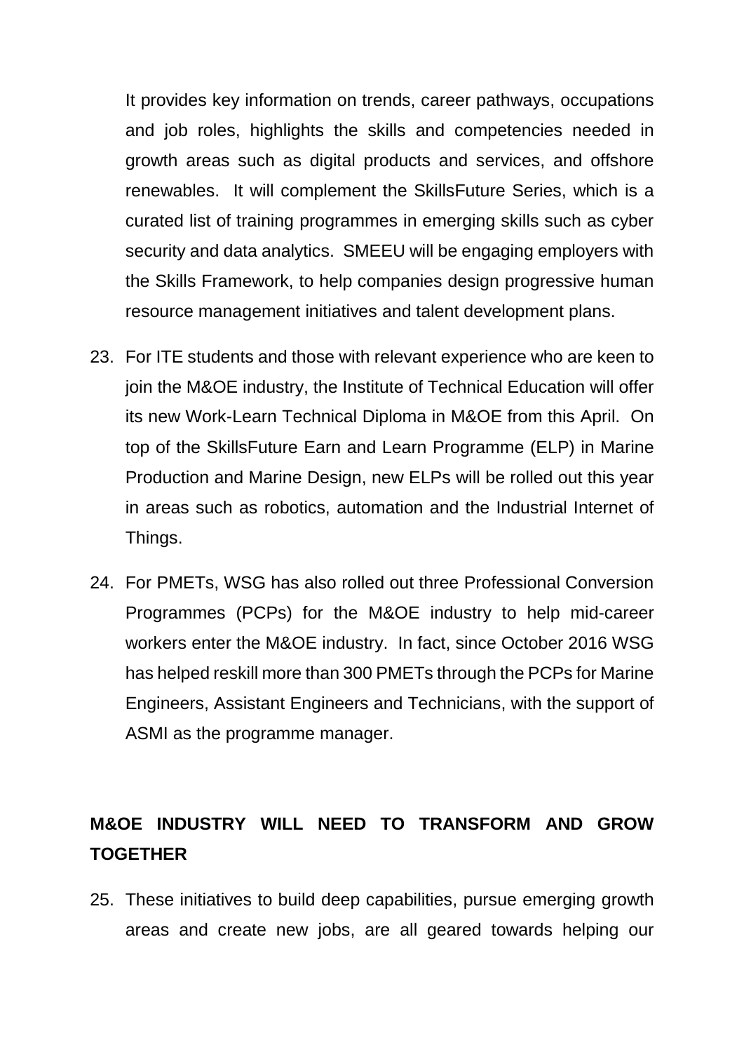It provides key information on trends, career pathways, occupations and job roles, highlights the skills and competencies needed in growth areas such as digital products and services, and offshore renewables. It will complement the SkillsFuture Series, which is a curated list of training programmes in emerging skills such as cyber security and data analytics. SMEEU will be engaging employers with the Skills Framework, to help companies design progressive human resource management initiatives and talent development plans.

23. For ITE students and those with relevant experience who are keen to join the M&OE industry, the Institute of Technical Education will offer its new Work-Learn Technical Diploma in M&OE from this April. On top of the SkillsFuture Earn and Learn Programme (ELP) in Marine Production and Marine Design, new ELPs will be rolled out this year in areas such as robotics, automation and the Industrial Internet of Things.

24. For PMETs, WSG has also rolled out three Professional Conversion Programmes (PCPs) for the M&OE industry to help mid-career workers enter the M&OE industry. In fact, since October 2016 WSG has helped reskill more than 300 PMETs through the PCPs for Marine Engineers, Assistant Engineers and Technicians, with the support of ASMI as the programme manager.

**M&OE INDUSTRY WILL NEED TO TRANSFORM AND GROW TOGETHER**

25. These initiatives to build deep capabilities, pursue emerging growth areas and create new jobs, are all geared towards helping our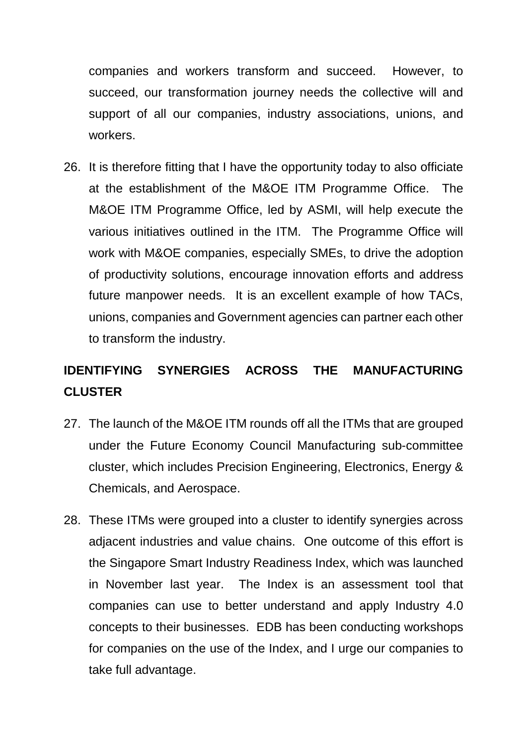companies and workers transform and succeed. However, to succeed, our transformation journey needs the collective will and support of all our companies, industry associations, unions, and workers.

26. It is therefore fitting that I have the opportunity today to also officiate at the establishment of the M&OE ITM Programme Office. The M&OE ITM Programme Office, led by ASMI, will help execute the various initiatives outlined in the ITM. The Programme Office will work with M&OE companies, especially SMEs, to drive the adoption of productivity solutions, encourage innovation efforts and address future manpower needs. It is an excellent example of how TACs, unions, companies and Government agencies can partner each other to transform the industry.

## IDENTIFYING SYNERGIES ACROSS THE MANUFACTURING CLUSTER

27. The launch of the M&OE ITM rounds off all the ITMs that are grouped under the Future Economy Council Manufacturing sub-committee cluster, which includes Precision Engineering, Electronics, Energy & Chemicals, and Aerospace.

28. These ITMs were grouped into a cluster to identify synergies across adjacent industries and value chains. One outcome of this effort is the Singapore Smart Industry Readiness Index, which was launched in November last year. The Index is an assessment tool that companies can use to better understand and apply Industry 4.0 concepts to their businesses. EDB has been conducting workshops for companies on the use of the Index, and I urge our companies to take full advantage.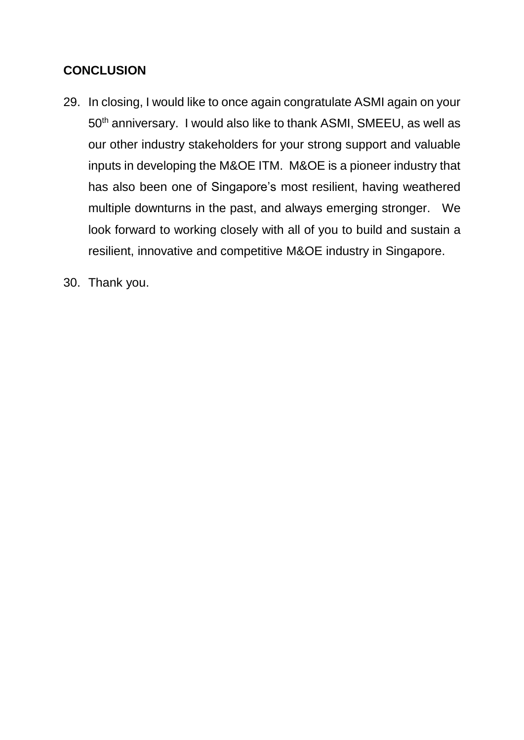**CONCLUSION**

29. In closing, I would like to once again congratulate ASMI again on your 50th anniversary. I would also like to thank ASMI, SMEEU, as well as our other industry stakeholders for your strong support and valuable inputs in developing the M&OE ITM. M&OE is a pioneer industry that has also been one of Singapore's most resilient, having weathered multiple downturns in the past, and always emerging stronger. We look forward to working closely with all of you to build and sustain a resilient, innovative and competitive M&OE industry in Singapore.

30. Thank you.